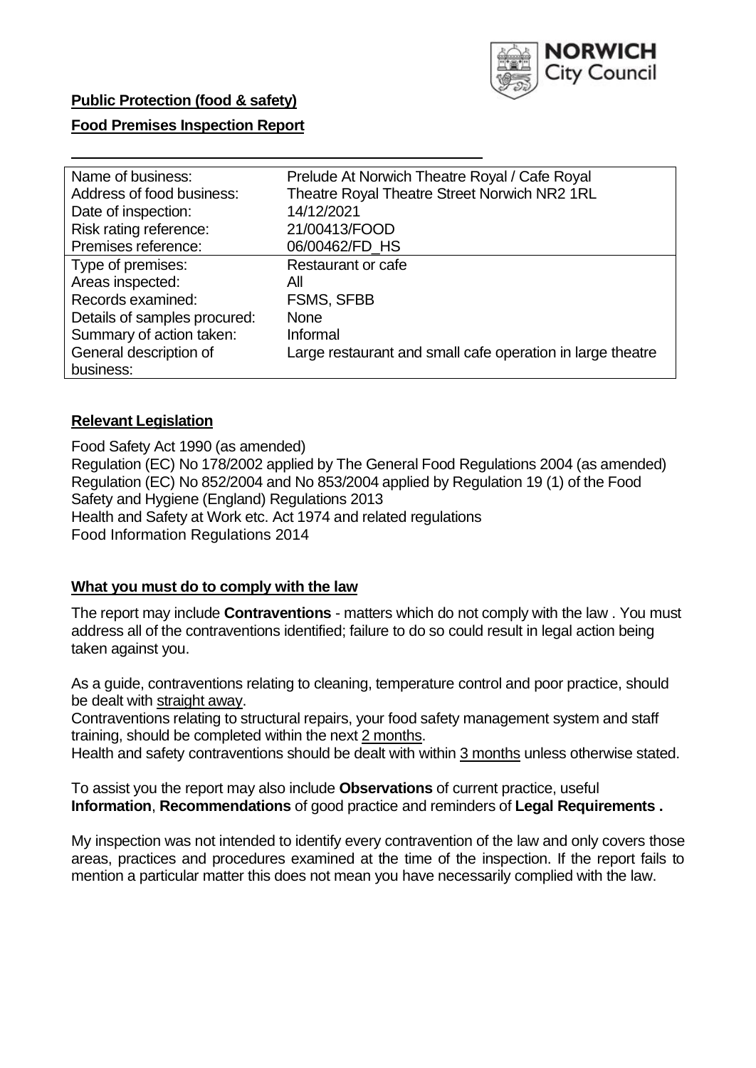**Public Protection (food & safety)**

**Food Premises Inspection Report**

| | |
|---|---|
| Name of business: | Prelude At Norwich Theatre Royal / Cafe Royal |
| Address of food business: | Theatre Royal Theatre Street Norwich NR2 1RL |
| Date of inspection: | 14/12/2021 |
| Risk rating reference: | 21/00413/FOOD |
| Premises reference: | 06/00462/FD_HS |
| Type of premises: | Restaurant or cafe |
| Areas inspected: | All |
| Records examined: | FSMS, SFBB |
| Details of samples procured: | None |
| Summary of action taken: | Informal |
| General description of business: | Large restaurant and small cafe operation in large theatre |

## Relevant Legislation

Food Safety Act 1990 (as amended)
Regulation (EC) No 178/2002 applied by The General Food Regulations 2004 (as amended)
Regulation (EC) No 852/2004 and No 853/2004 applied by Regulation 19 (1) of the Food Safety and Hygiene (England) Regulations 2013
Health and Safety at Work etc. Act 1974 and related regulations
Food Information Regulations 2014

## What you must do to comply with the law

The report may include **Contraventions** - matters which do not comply with the law . You must address all of the contraventions identified; failure to do so could result in legal action being taken against you.

As a guide, contraventions relating to cleaning, temperature control and poor practice, should be dealt with straight away.
Contraventions relating to structural repairs, your food safety management system and staff training, should be completed within the next 2 months.
Health and safety contraventions should be dealt with within 3 months unless otherwise stated.

To assist you the report may also include **Observations** of current practice, useful **Information**, **Recommendations** of good practice and reminders of **Legal Requirements .**

My inspection was not intended to identify every contravention of the law and only covers those areas, practices and procedures examined at the time of the inspection. If the report fails to mention a particular matter this does not mean you have necessarily complied with the law.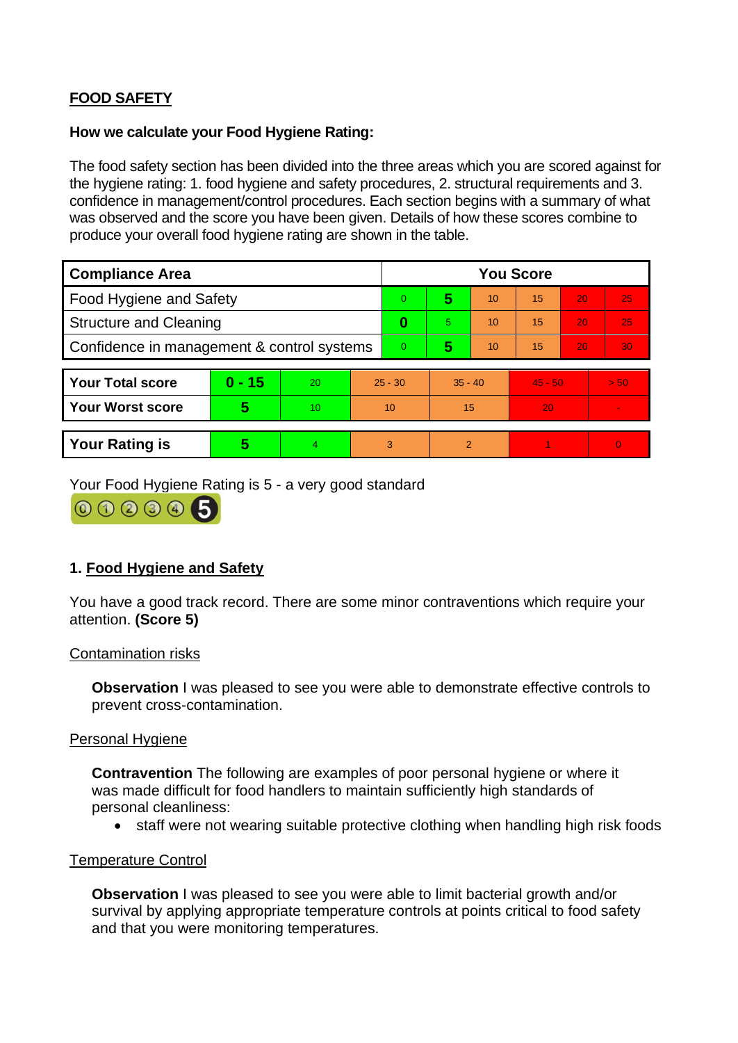## FOOD SAFETY

**How we calculate your Food Hygiene Rating:**

The food safety section has been divided into the three areas which you are scored against for the hygiene rating: 1. food hygiene and safety procedures, 2. structural requirements and 3. confidence in management/control procedures. Each section begins with a summary of what was observed and the score you have been given. Details of how these scores combine to produce your overall food hygiene rating are shown in the table.

| Compliance Area | You Score | | | | | |
|---|---|---|---|---|---|---|
| Food Hygiene and Safety | 0 | **5** | 10 | 15 | 20 | 25 |
| Structure and Cleaning | **0** | 5 | 10 | 15 | 20 | 25 |
| Confidence in management & control systems | 0 | **5** | 10 | 15 | 20 | 30 |

| | | | | | | |
|---|---|---|---|---|---|---|
| **Your Total score** | **0 - 15** | 20 | 25 - 30 | 35 - 40 | 45 - 50 | > 50 |
| **Your Worst score** | **5** | 10 | 10 | 15 | 20 | - |
| **Your Rating is** | **5** | 4 | 3 | 2 | 1 | 0 |

Your Food Hygiene Rating is 5 - a very good standard

### 1. Food Hygiene and Safety

You have a good track record. There are some minor contraventions which require your attention. **(Score 5)**

Contamination risks

**Observation** I was pleased to see you were able to demonstrate effective controls to prevent cross-contamination.

Personal Hygiene

**Contravention** The following are examples of poor personal hygiene or where it was made difficult for food handlers to maintain sufficiently high standards of personal cleanliness:

- staff were not wearing suitable protective clothing when handling high risk foods

Temperature Control

**Observation** I was pleased to see you were able to limit bacterial growth and/or survival by applying appropriate temperature controls at points critical to food safety and that you were monitoring temperatures.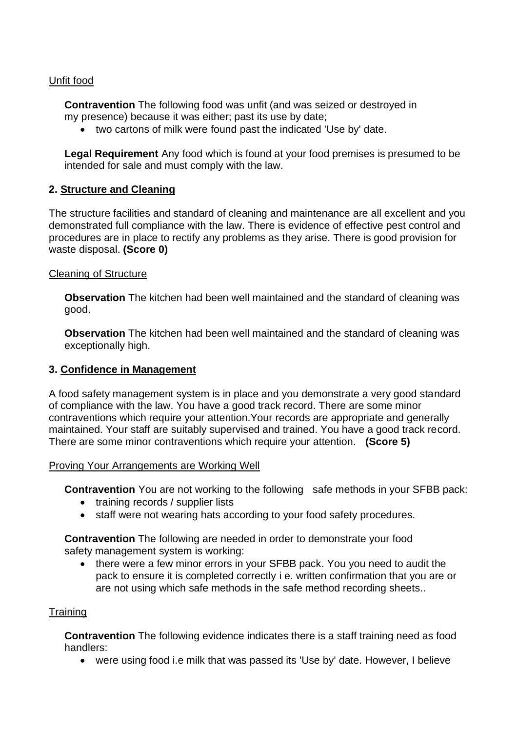Unfit food

**Contravention** The following food was unfit (and was seized or destroyed in my presence) because it was either; past its use by date;

- two cartons of milk were found past the indicated 'Use by' date.

**Legal Requirement** Any food which is found at your food premises is presumed to be intended for sale and must comply with the law.

## 2. Structure and Cleaning

The structure facilities and standard of cleaning and maintenance are all excellent and you demonstrated full compliance with the law. There is evidence of effective pest control and procedures are in place to rectify any problems as they arise. There is good provision for waste disposal. **(Score 0)**

Cleaning of Structure

**Observation** The kitchen had been well maintained and the standard of cleaning was good.

**Observation** The kitchen had been well maintained and the standard of cleaning was exceptionally high.

## 3. Confidence in Management

A food safety management system is in place and you demonstrate a very good standard of compliance with the law. You have a good track record. There are some minor contraventions which require your attention.Your records are appropriate and generally maintained. Your staff are suitably supervised and trained. You have a good track record. There are some minor contraventions which require your attention. **(Score 5)**

Proving Your Arrangements are Working Well

**Contravention** You are not working to the following safe methods in your SFBB pack:

- training records / supplier lists
- staff were not wearing hats according to your food safety procedures.

**Contravention** The following are needed in order to demonstrate your food safety management system is working:

- there were a few minor errors in your SFBB pack. You you need to audit the pack to ensure it is completed correctly i e. written confirmation that you are or are not using which safe methods in the safe method recording sheets..

Training

**Contravention** The following evidence indicates there is a staff training need as food handlers:

- were using food i.e milk that was passed its 'Use by' date. However, I believe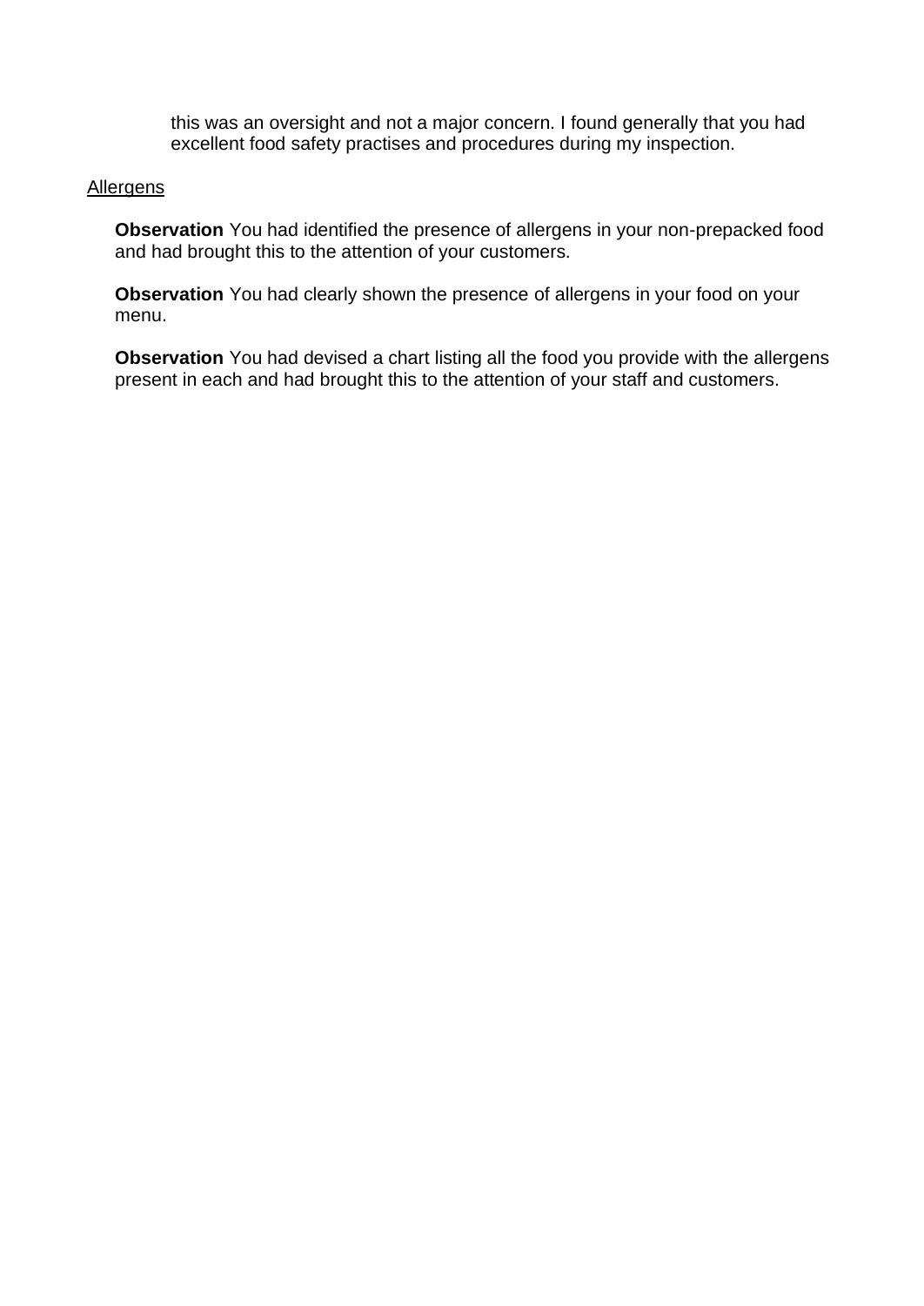this was an oversight and not a major concern. I found generally that you had excellent food safety practises and procedures during my inspection.

Allergens

**Observation** You had identified the presence of allergens in your non-prepacked food and had brought this to the attention of your customers.

**Observation** You had clearly shown the presence of allergens in your food on your menu.

**Observation** You had devised a chart listing all the food you provide with the allergens present in each and had brought this to the attention of your staff and customers.